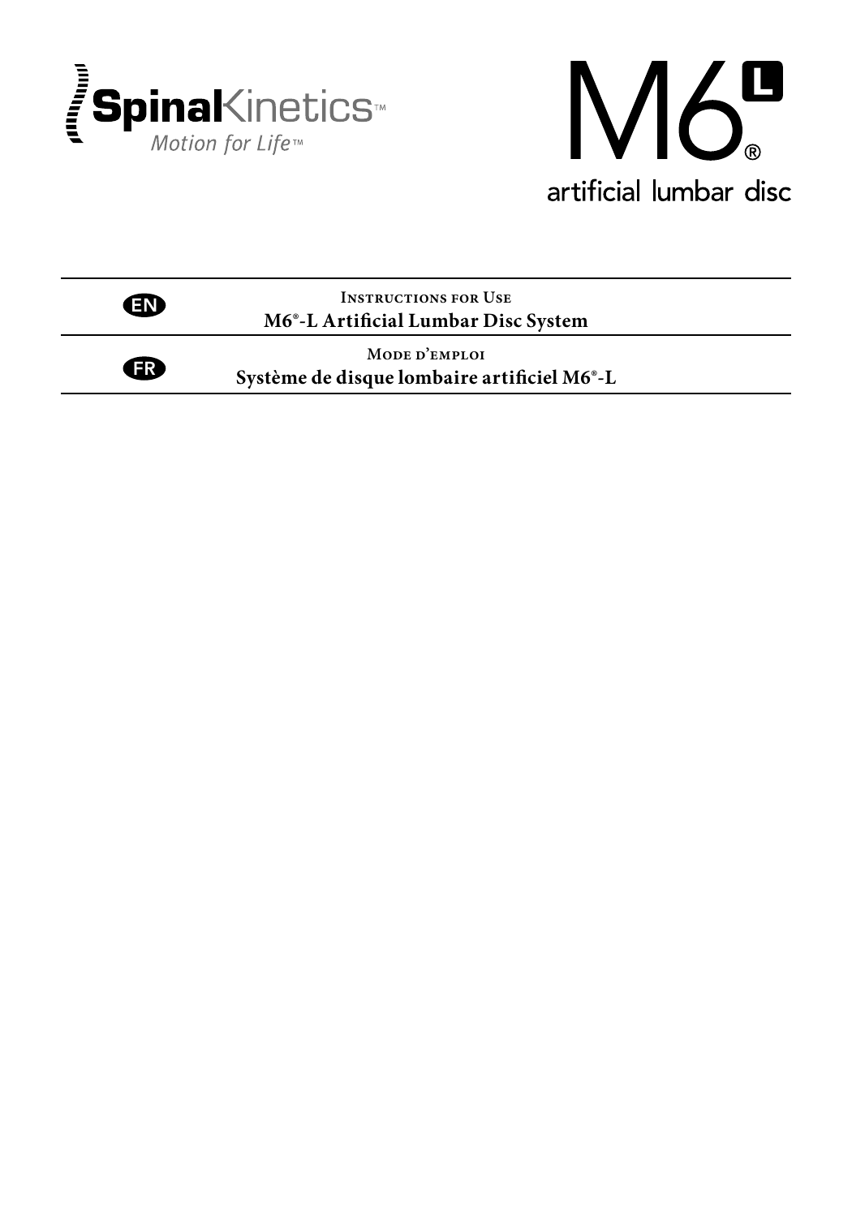SpinalKinetics™

*Motion for Life™*

# M6®-L

artificial lumbar disc

| | |
|---|---|
| EN | **Instructions for Use**<br>**M6®-L Artificial Lumbar Disc System** |
| FR | **Mode d'emploi**<br>**Système de disque lombaire artificiel M6®-L** |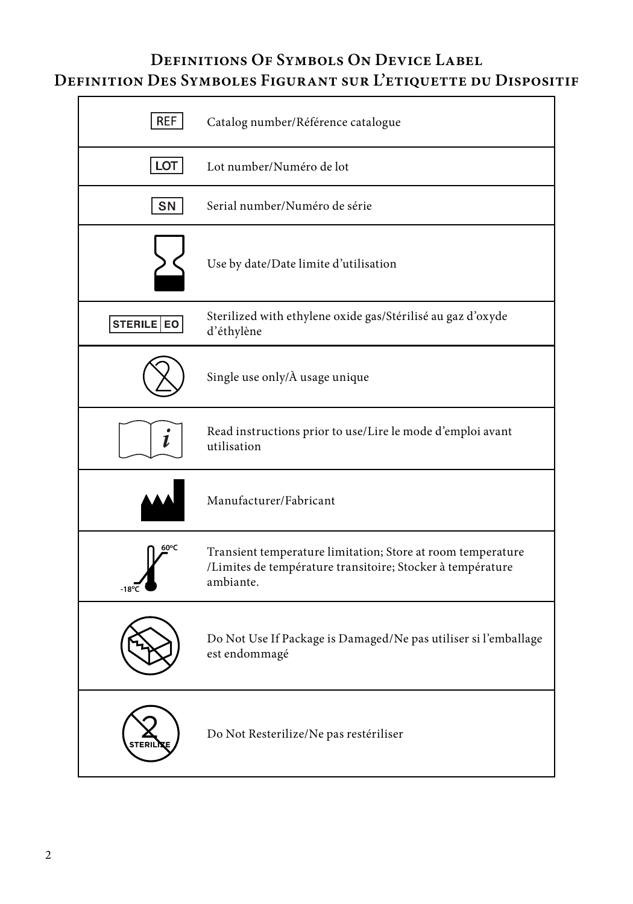## Definitions Of Symbols On Device Label
## Definition Des Symboles Figurant sur L'etiquette du Dispositif

| Symbol | Definition |
| --- | --- |
| REF | Catalog number/Référence catalogue |
| LOT | Lot number/Numéro de lot |
| SN | Serial number/Numéro de série |
| | Use by date/Date limite d'utilisation |
| STERILE EO | Sterilized with ethylene oxide gas/Stérilisé au gaz d'oxyde d'éthylène |
| | Single use only/À usage unique |
| | Read instructions prior to use/Lire le mode d'emploi avant utilisation |
| | Manufacturer/Fabricant |
| 60ºC -18ºC | Transient temperature limitation; Store at room temperature /Limites de température transitoire; Stocker à température ambiante. |
| | Do Not Use If Package is Damaged/Ne pas utiliser si l'emballage est endommagé |
| STERILIZE | Do Not Resterilize/Ne pas restériliser |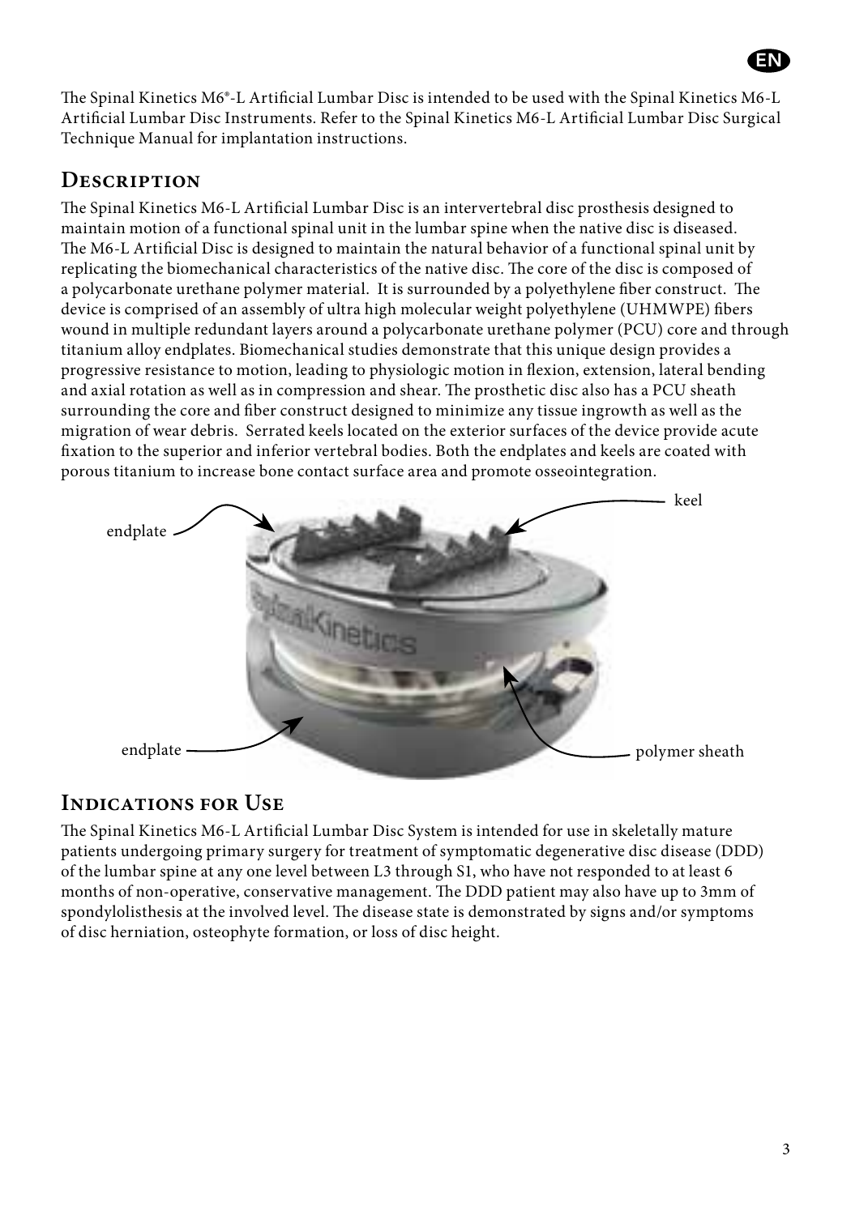The Spinal Kinetics M6®-L Artificial Lumbar Disc is intended to be used with the Spinal Kinetics M6-L Artificial Lumbar Disc Instruments. Refer to the Spinal Kinetics M6-L Artificial Lumbar Disc Surgical Technique Manual for implantation instructions.

## Description

The Spinal Kinetics M6-L Artificial Lumbar Disc is an intervertebral disc prosthesis designed to maintain motion of a functional spinal unit in the lumbar spine when the native disc is diseased. The M6-L Artificial Disc is designed to maintain the natural behavior of a functional spinal unit by replicating the biomechanical characteristics of the native disc. The core of the disc is composed of a polycarbonate urethane polymer material. It is surrounded by a polyethylene fiber construct. The device is comprised of an assembly of ultra high molecular weight polyethylene (UHMWPE) fibers wound in multiple redundant layers around a polycarbonate urethane polymer (PCU) core and through titanium alloy endplates. Biomechanical studies demonstrate that this unique design provides a progressive resistance to motion, leading to physiologic motion in flexion, extension, lateral bending and axial rotation as well as in compression and shear. The prosthetic disc also has a PCU sheath surrounding the core and fiber construct designed to minimize any tissue ingrowth as well as the migration of wear debris. Serrated keels located on the exterior surfaces of the device provide acute fixation to the superior and inferior vertebral bodies. Both the endplates and keels are coated with porous titanium to increase bone contact surface area and promote osseointegration.

endplate

keel

endplate

polymer sheath

## Indications for Use

The Spinal Kinetics M6-L Artificial Lumbar Disc System is intended for use in skeletally mature patients undergoing primary surgery for treatment of symptomatic degenerative disc disease (DDD) of the lumbar spine at any one level between L3 through S1, who have not responded to at least 6 months of non-operative, conservative management. The DDD patient may also have up to 3mm of spondylolisthesis at the involved level. The disease state is demonstrated by signs and/or symptoms of disc herniation, osteophyte formation, or loss of disc height.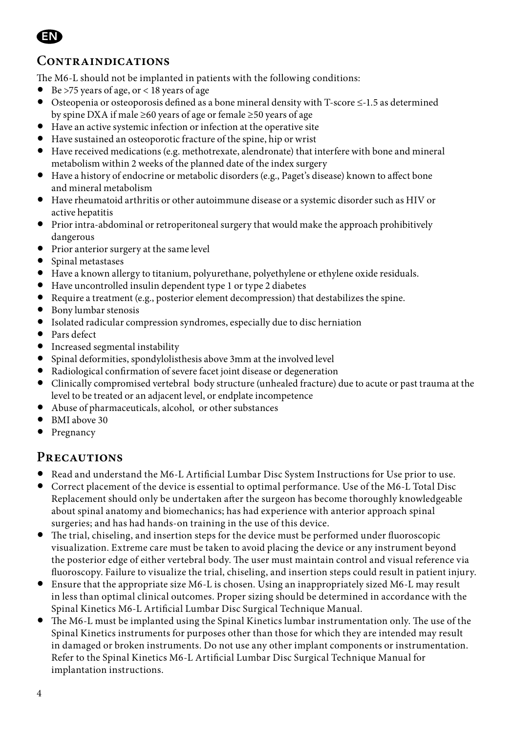EN

## Contraindications

The M6-L should not be implanted in patients with the following conditions:

- Be >75 years of age, or < 18 years of age
- Osteopenia or osteoporosis defined as a bone mineral density with T-score ≤-1.5 as determined by spine DXA if male ≥60 years of age or female ≥50 years of age
- Have an active systemic infection or infection at the operative site
- Have sustained an osteoporotic fracture of the spine, hip or wrist
- Have received medications (e.g. methotrexate, alendronate) that interfere with bone and mineral metabolism within 2 weeks of the planned date of the index surgery
- Have a history of endocrine or metabolic disorders (e.g., Paget's disease) known to affect bone and mineral metabolism
- Have rheumatoid arthritis or other autoimmune disease or a systemic disorder such as HIV or active hepatitis
- Prior intra-abdominal or retroperitoneal surgery that would make the approach prohibitively dangerous
- Prior anterior surgery at the same level
- Spinal metastases
- Have a known allergy to titanium, polyurethane, polyethylene or ethylene oxide residuals.
- Have uncontrolled insulin dependent type 1 or type 2 diabetes
- Require a treatment (e.g., posterior element decompression) that destabilizes the spine.
- Bony lumbar stenosis
- Isolated radicular compression syndromes, especially due to disc herniation
- Pars defect
- Increased segmental instability
- Spinal deformities, spondylolisthesis above 3mm at the involved level
- Radiological confirmation of severe facet joint disease or degeneration
- Clinically compromised vertebral body structure (unhealed fracture) due to acute or past trauma at the level to be treated or an adjacent level, or endplate incompetence
- Abuse of pharmaceuticals, alcohol, or other substances
- BMI above 30
- Pregnancy

## Precautions

- Read and understand the M6-L Artificial Lumbar Disc System Instructions for Use prior to use.
- Correct placement of the device is essential to optimal performance. Use of the M6-L Total Disc Replacement should only be undertaken after the surgeon has become thoroughly knowledgeable about spinal anatomy and biomechanics; has had experience with anterior approach spinal surgeries; and has had hands-on training in the use of this device.
- The trial, chiseling, and insertion steps for the device must be performed under fluoroscopic visualization. Extreme care must be taken to avoid placing the device or any instrument beyond the posterior edge of either vertebral body. The user must maintain control and visual reference via fluoroscopy. Failure to visualize the trial, chiseling, and insertion steps could result in patient injury.
- Ensure that the appropriate size M6-L is chosen. Using an inappropriately sized M6-L may result in less than optimal clinical outcomes. Proper sizing should be determined in accordance with the Spinal Kinetics M6-L Artificial Lumbar Disc Surgical Technique Manual.
- The M6-L must be implanted using the Spinal Kinetics lumbar instrumentation only. The use of the Spinal Kinetics instruments for purposes other than those for which they are intended may result in damaged or broken instruments. Do not use any other implant components or instrumentation. Refer to the Spinal Kinetics M6-L Artificial Lumbar Disc Surgical Technique Manual for implantation instructions.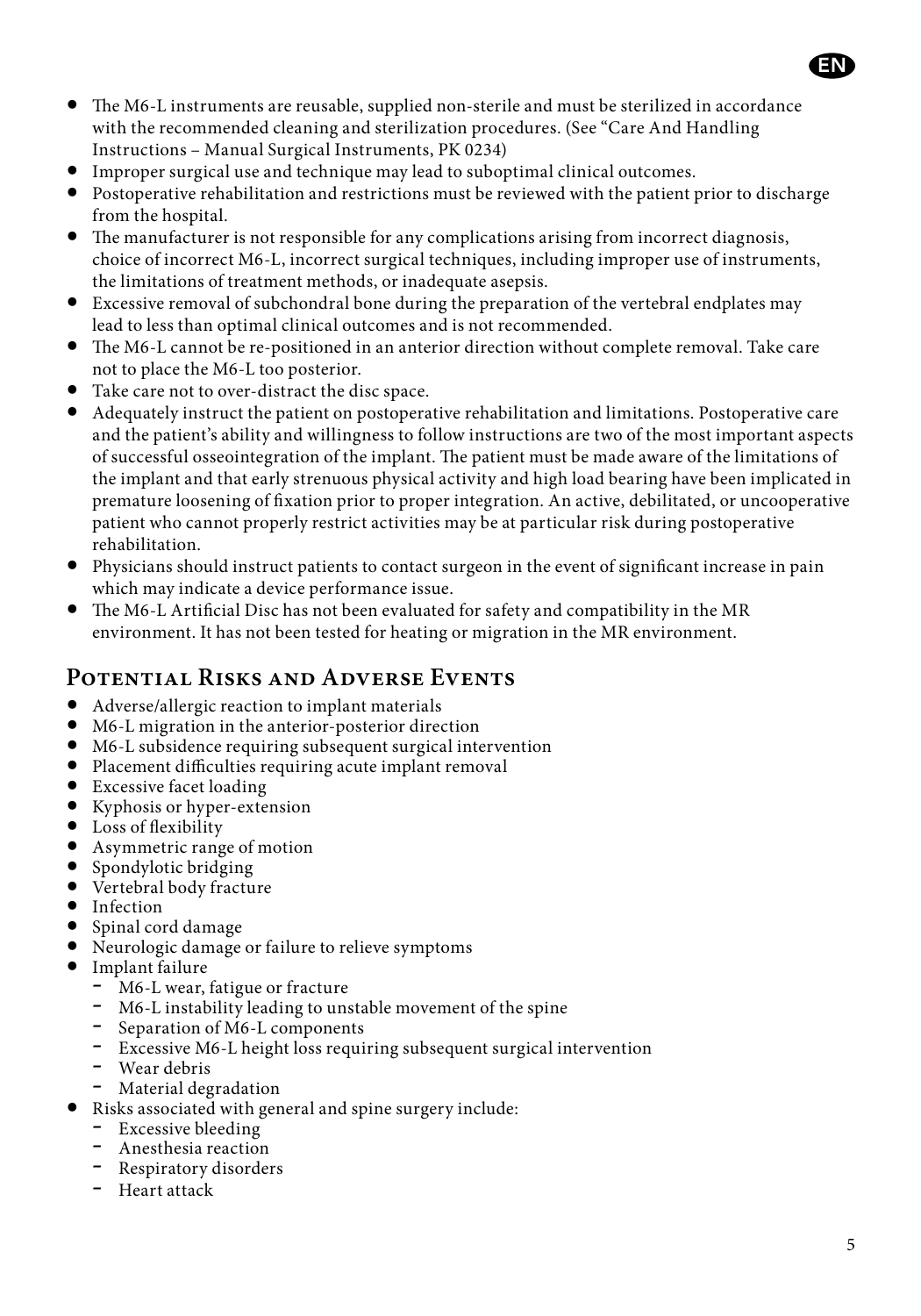- The M6-L instruments are reusable, supplied non-sterile and must be sterilized in accordance with the recommended cleaning and sterilization procedures. (See "Care And Handling Instructions – Manual Surgical Instruments, PK 0234)
- Improper surgical use and technique may lead to suboptimal clinical outcomes.
- Postoperative rehabilitation and restrictions must be reviewed with the patient prior to discharge from the hospital.
- The manufacturer is not responsible for any complications arising from incorrect diagnosis, choice of incorrect M6-L, incorrect surgical techniques, including improper use of instruments, the limitations of treatment methods, or inadequate asepsis.
- Excessive removal of subchondral bone during the preparation of the vertebral endplates may lead to less than optimal clinical outcomes and is not recommended.
- The M6-L cannot be re-positioned in an anterior direction without complete removal. Take care not to place the M6-L too posterior.
- Take care not to over-distract the disc space.
- Adequately instruct the patient on postoperative rehabilitation and limitations. Postoperative care and the patient's ability and willingness to follow instructions are two of the most important aspects of successful osseointegration of the implant. The patient must be made aware of the limitations of the implant and that early strenuous physical activity and high load bearing have been implicated in premature loosening of fixation prior to proper integration. An active, debilitated, or uncooperative patient who cannot properly restrict activities may be at particular risk during postoperative rehabilitation.
- Physicians should instruct patients to contact surgeon in the event of significant increase in pain which may indicate a device performance issue.
- The M6-L Artificial Disc has not been evaluated for safety and compatibility in the MR environment. It has not been tested for heating or migration in the MR environment.

## Potential Risks and Adverse Events

- Adverse/allergic reaction to implant materials
- M6-L migration in the anterior-posterior direction
- M6-L subsidence requiring subsequent surgical intervention
- Placement difficulties requiring acute implant removal
- Excessive facet loading
- Kyphosis or hyper-extension
- Loss of flexibility
- Asymmetric range of motion
- Spondylotic bridging
- Vertebral body fracture
- Infection
- Spinal cord damage
- Neurologic damage or failure to relieve symptoms
- Implant failure
  - M6-L wear, fatigue or fracture
  - M6-L instability leading to unstable movement of the spine
  - Separation of M6-L components
  - Excessive M6-L height loss requiring subsequent surgical intervention
  - Wear debris
  - Material degradation
- Risks associated with general and spine surgery include:
  - Excessive bleeding
  - Anesthesia reaction
  - Respiratory disorders
  - Heart attack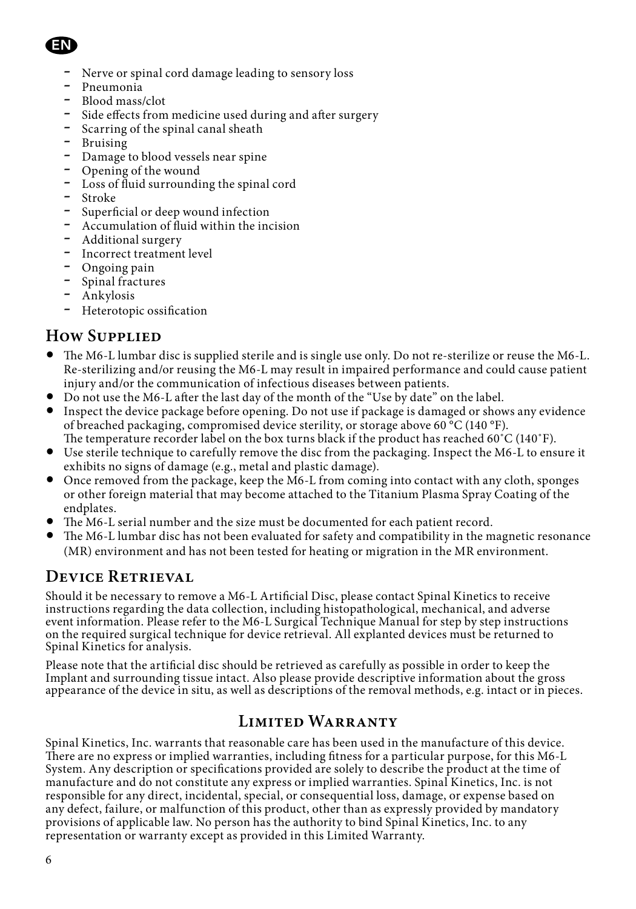- Nerve or spinal cord damage leading to sensory loss
- Pneumonia
- Blood mass/clot
- Side effects from medicine used during and after surgery
- Scarring of the spinal canal sheath
- Bruising
- Damage to blood vessels near spine
- Opening of the wound
- Loss of fluid surrounding the spinal cord
- Stroke
- Superficial or deep wound infection
- Accumulation of fluid within the incision
- Additional surgery
- Incorrect treatment level
- Ongoing pain
- Spinal fractures
- Ankylosis
- Heterotopic ossification

## How Supplied

- The M6-L lumbar disc is supplied sterile and is single use only. Do not re-sterilize or reuse the M6-L. Re-sterilizing and/or reusing the M6-L may result in impaired performance and could cause patient injury and/or the communication of infectious diseases between patients.
- Do not use the M6-L after the last day of the month of the "Use by date" on the label.
- Inspect the device package before opening. Do not use if package is damaged or shows any evidence of breached packaging, compromised device sterility, or storage above 60 °C (140 °F). The temperature recorder label on the box turns black if the product has reached 60˚C (140˚F).
- Use sterile technique to carefully remove the disc from the packaging. Inspect the M6-L to ensure it exhibits no signs of damage (e.g., metal and plastic damage).
- Once removed from the package, keep the M6-L from coming into contact with any cloth, sponges or other foreign material that may become attached to the Titanium Plasma Spray Coating of the endplates.
- The M6-L serial number and the size must be documented for each patient record.
- The M6-L lumbar disc has not been evaluated for safety and compatibility in the magnetic resonance (MR) environment and has not been tested for heating or migration in the MR environment.

## Device Retrieval

Should it be necessary to remove a M6-L Artificial Disc, please contact Spinal Kinetics to receive instructions regarding the data collection, including histopathological, mechanical, and adverse event information. Please refer to the M6-L Surgical Technique Manual for step by step instructions on the required surgical technique for device retrieval. All explanted devices must be returned to Spinal Kinetics for analysis.

Please note that the artificial disc should be retrieved as carefully as possible in order to keep the Implant and surrounding tissue intact. Also please provide descriptive information about the gross appearance of the device in situ, as well as descriptions of the removal methods, e.g. intact or in pieces.

## Limited Warranty

Spinal Kinetics, Inc. warrants that reasonable care has been used in the manufacture of this device. There are no express or implied warranties, including fitness for a particular purpose, for this M6-L System. Any description or specifications provided are solely to describe the product at the time of manufacture and do not constitute any express or implied warranties. Spinal Kinetics, Inc. is not responsible for any direct, incidental, special, or consequential loss, damage, or expense based on any defect, failure, or malfunction of this product, other than as expressly provided by mandatory provisions of applicable law. No person has the authority to bind Spinal Kinetics, Inc. to any representation or warranty except as provided in this Limited Warranty.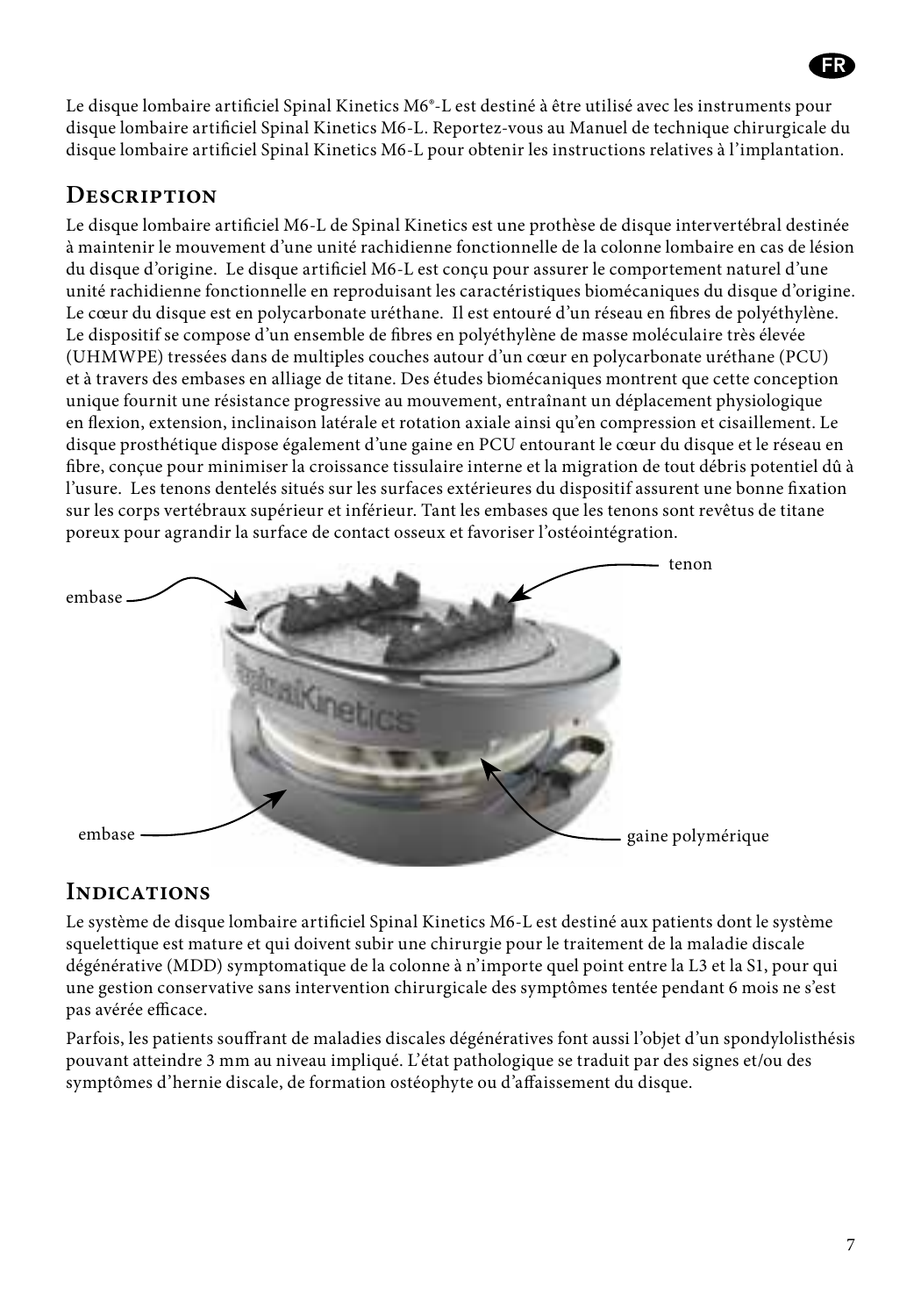Le disque lombaire artificiel Spinal Kinetics M6®-L est destiné à être utilisé avec les instruments pour disque lombaire artificiel Spinal Kinetics M6-L. Reportez-vous au Manuel de technique chirurgicale du disque lombaire artificiel Spinal Kinetics M6-L pour obtenir les instructions relatives à l'implantation.

## Description

Le disque lombaire artificiel M6-L de Spinal Kinetics est une prothèse de disque intervertébral destinée à maintenir le mouvement d'une unité rachidienne fonctionnelle de la colonne lombaire en cas de lésion du disque d'origine. Le disque artificiel M6-L est conçu pour assurer le comportement naturel d'une unité rachidienne fonctionnelle en reproduisant les caractéristiques biomécaniques du disque d'origine. Le cœur du disque est en polycarbonate uréthane. Il est entouré d'un réseau en fibres de polyéthylène. Le dispositif se compose d'un ensemble de fibres en polyéthylène de masse moléculaire très élevée (UHMWPE) tressées dans de multiples couches autour d'un cœur en polycarbonate uréthane (PCU) et à travers des embases en alliage de titane. Des études biomécaniques montrent que cette conception unique fournit une résistance progressive au mouvement, entraînant un déplacement physiologique en flexion, extension, inclinaison latérale et rotation axiale ainsi qu'en compression et cisaillement. Le disque prosthétique dispose également d'une gaine en PCU entourant le cœur du disque et le réseau en fibre, conçue pour minimiser la croissance tissulaire interne et la migration de tout débris potentiel dû à l'usure. Les tenons dentelés situés sur les surfaces extérieures du dispositif assurent une bonne fixation sur les corps vertébraux supérieur et inférieur. Tant les embases que les tenons sont revêtus de titane poreux pour agrandir la surface de contact osseux et favoriser l'ostéointégration.

embase — tenon — embase — gaine polymérique

## Indications

Le système de disque lombaire artificiel Spinal Kinetics M6-L est destiné aux patients dont le système squelettique est mature et qui doivent subir une chirurgie pour le traitement de la maladie discale dégénérative (MDD) symptomatique de la colonne à n'importe quel point entre la L3 et la S1, pour qui une gestion conservative sans intervention chirurgicale des symptômes tentée pendant 6 mois ne s'est pas avérée efficace.

Parfois, les patients souffrant de maladies discales dégénératives font aussi l'objet d'un spondylolisthésis pouvant atteindre 3 mm au niveau impliqué. L'état pathologique se traduit par des signes et/ou des symptômes d'hernie discale, de formation ostéophyte ou d'affaissement du disque.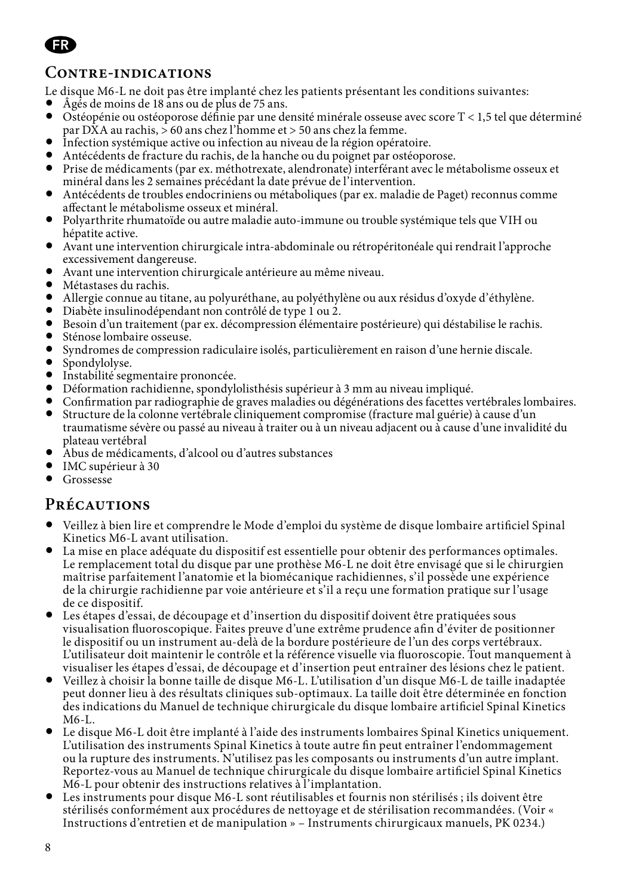FR

## Contre-indications

Le disque M6-L ne doit pas être implanté chez les patients présentant les conditions suivantes:

- Âgés de moins de 18 ans ou de plus de 75 ans.
- Ostéopénie ou ostéoporose définie par une densité minérale osseuse avec score T < 1,5 tel que déterminé par DXA au rachis, > 60 ans chez l'homme et > 50 ans chez la femme.
- Infection systémique active ou infection au niveau de la région opératoire.
- Antécédents de fracture du rachis, de la hanche ou du poignet par ostéoporose.
- Prise de médicaments (par ex. méthotrexate, alendronate) interférant avec le métabolisme osseux et minéral dans les 2 semaines précédant la date prévue de l'intervention.
- Antécédents de troubles endocriniens ou métaboliques (par ex. maladie de Paget) reconnus comme affectant le métabolisme osseux et minéral.
- Polyarthrite rhumatoïde ou autre maladie auto-immune ou trouble systémique tels que VIH ou hépatite active.
- Avant une intervention chirurgicale intra-abdominale ou rétropéritonéale qui rendrait l'approche excessivement dangereuse.
- Avant une intervention chirurgicale antérieure au même niveau.
- Métastases du rachis.
- Allergie connue au titane, au polyuréthane, au polyéthylène ou aux résidus d'oxyde d'éthylène.
- Diabète insulinodépendant non contrôlé de type 1 ou 2.
- Besoin d'un traitement (par ex. décompression élémentaire postérieure) qui déstabilise le rachis.
- Sténose lombaire osseuse.
- Syndromes de compression radiculaire isolés, particulièrement en raison d'une hernie discale.
- Spondylolyse.
- Instabilité segmentaire prononcée.
- Déformation rachidienne, spondylolisthésis supérieur à 3 mm au niveau impliqué.
- Confirmation par radiographie de graves maladies ou dégénérations des facettes vertébrales lombaires.
- Structure de la colonne vertébrale cliniquement compromise (fracture mal guérie) à cause d'un traumatisme sévère ou passé au niveau à traiter ou à un niveau adjacent ou à cause d'une invalidité du plateau vertébral
- Abus de médicaments, d'alcool ou d'autres substances
- IMC supérieur à 30
- Grossesse

## Précautions

- Veillez à bien lire et comprendre le Mode d'emploi du système de disque lombaire artificiel Spinal Kinetics M6-L avant utilisation.
- La mise en place adéquate du dispositif est essentielle pour obtenir des performances optimales. Le remplacement total du disque par une prothèse M6-L ne doit être envisagé que si le chirurgien maîtrise parfaitement l'anatomie et la biomécanique rachidiennes, s'il possède une expérience de la chirurgie rachidienne par voie antérieure et s'il a reçu une formation pratique sur l'usage de ce dispositif.
- Les étapes d'essai, de découpage et d'insertion du dispositif doivent être pratiquées sous visualisation fluoroscopique. Faites preuve d'une extrême prudence afin d'éviter de positionner le dispositif ou un instrument au-delà de la bordure postérieure de l'un des corps vertébraux. L'utilisateur doit maintenir le contrôle et la référence visuelle via fluoroscopie. Tout manquement à visualiser les étapes d'essai, de découpage et d'insertion peut entraîner des lésions chez le patient.
- Veillez à choisir la bonne taille de disque M6-L. L'utilisation d'un disque M6-L de taille inadaptée peut donner lieu à des résultats cliniques sub-optimaux. La taille doit être déterminée en fonction des indications du Manuel de technique chirurgicale du disque lombaire artificiel Spinal Kinetics M6-L.
- Le disque M6-L doit être implanté à l'aide des instruments lombaires Spinal Kinetics uniquement. L'utilisation des instruments Spinal Kinetics à toute autre fin peut entraîner l'endommagement ou la rupture des instruments. N'utilisez pas les composants ou instruments d'un autre implant. Reportez-vous au Manuel de technique chirurgicale du disque lombaire artificiel Spinal Kinetics M6-L pour obtenir des instructions relatives à l'implantation.
- Les instruments pour disque M6-L sont réutilisables et fournis non stérilisés ; ils doivent être stérilisés conformément aux procédures de nettoyage et de stérilisation recommandées. (Voir « Instructions d'entretien et de manipulation » – Instruments chirurgicaux manuels, PK 0234.)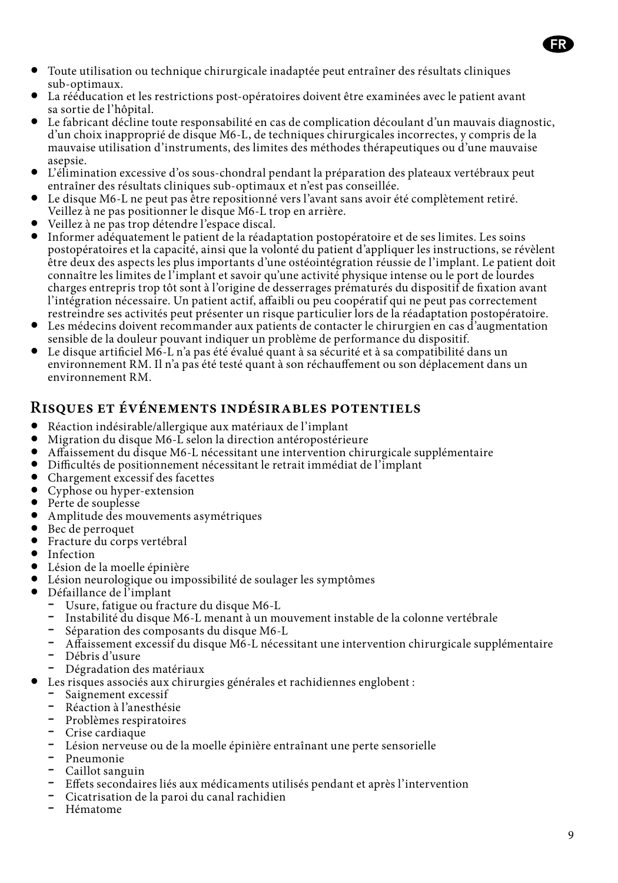- Toute utilisation ou technique chirurgicale inadaptée peut entraîner des résultats cliniques sub-optimaux.
- La rééducation et les restrictions post-opératoires doivent être examinées avec le patient avant sa sortie de l'hôpital.
- Le fabricant décline toute responsabilité en cas de complication découlant d'un mauvais diagnostic, d'un choix inapproprié de disque M6-L, de techniques chirurgicales incorrectes, y compris de la mauvaise utilisation d'instruments, des limites des méthodes thérapeutiques ou d'une mauvaise asepsie.
- L'élimination excessive d'os sous-chondral pendant la préparation des plateaux vertébraux peut entraîner des résultats cliniques sub-optimaux et n'est pas conseillée.
- Le disque M6-L ne peut pas être repositionné vers l'avant sans avoir été complètement retiré. Veillez à ne pas positionner le disque M6-L trop en arrière.
- Veillez à ne pas trop détendre l'espace discal.
- Informer adéquatement le patient de la réadaptation postopératoire et de ses limites. Les soins postopératoires et la capacité, ainsi que la volonté du patient d'appliquer les instructions, se révèlent être deux des aspects les plus importants d'une ostéointégration réussie de l'implant. Le patient doit connaître les limites de l'implant et savoir qu'une activité physique intense ou le port de lourdes charges entrepris trop tôt sont à l'origine de desserrages prématurés du dispositif de fixation avant l'intégration nécessaire. Un patient actif, affaibli ou peu coopératif qui ne peut pas correctement restreindre ses activités peut présenter un risque particulier lors de la réadaptation postopératoire.
- Les médecins doivent recommander aux patients de contacter le chirurgien en cas d'augmentation sensible de la douleur pouvant indiquer un problème de performance du dispositif.
- Le disque artificiel M6-L n'a pas été évalué quant à sa sécurité et à sa compatibilité dans un environnement RM. Il n'a pas été testé quant à son réchauffement ou son déplacement dans un environnement RM.

## Risques et événements indésirables potentiels

- Réaction indésirable/allergique aux matériaux de l'implant
- Migration du disque M6-L selon la direction antéropostérieure
- Affaissement du disque M6-L nécessitant une intervention chirurgicale supplémentaire
- Difficultés de positionnement nécessitant le retrait immédiat de l'implant
- Chargement excessif des facettes
- Cyphose ou hyper-extension
- Perte de souplesse
- Amplitude des mouvements asymétriques
- Bec de perroquet
- Fracture du corps vertébral
- Infection
- Lésion de la moelle épinière
- Lésion neurologique ou impossibilité de soulager les symptômes
- Défaillance de l'implant
  - Usure, fatigue ou fracture du disque M6-L
  - Instabilité du disque M6-L menant à un mouvement instable de la colonne vertébrale
  - Séparation des composants du disque M6-L
  - Affaissement excessif du disque M6-L nécessitant une intervention chirurgicale supplémentaire
  - Débris d'usure
  - Dégradation des matériaux
- Les risques associés aux chirurgies générales et rachidiennes englobent :
  - Saignement excessif
  - Réaction à l'anesthésie
  - Problèmes respiratoires
  - Crise cardiaque
  - Lésion nerveuse ou de la moelle épinière entraînant une perte sensorielle
  - Pneumonie
  - Caillot sanguin
  - Effets secondaires liés aux médicaments utilisés pendant et après l'intervention
  - Cicatrisation de la paroi du canal rachidien
  - Hématome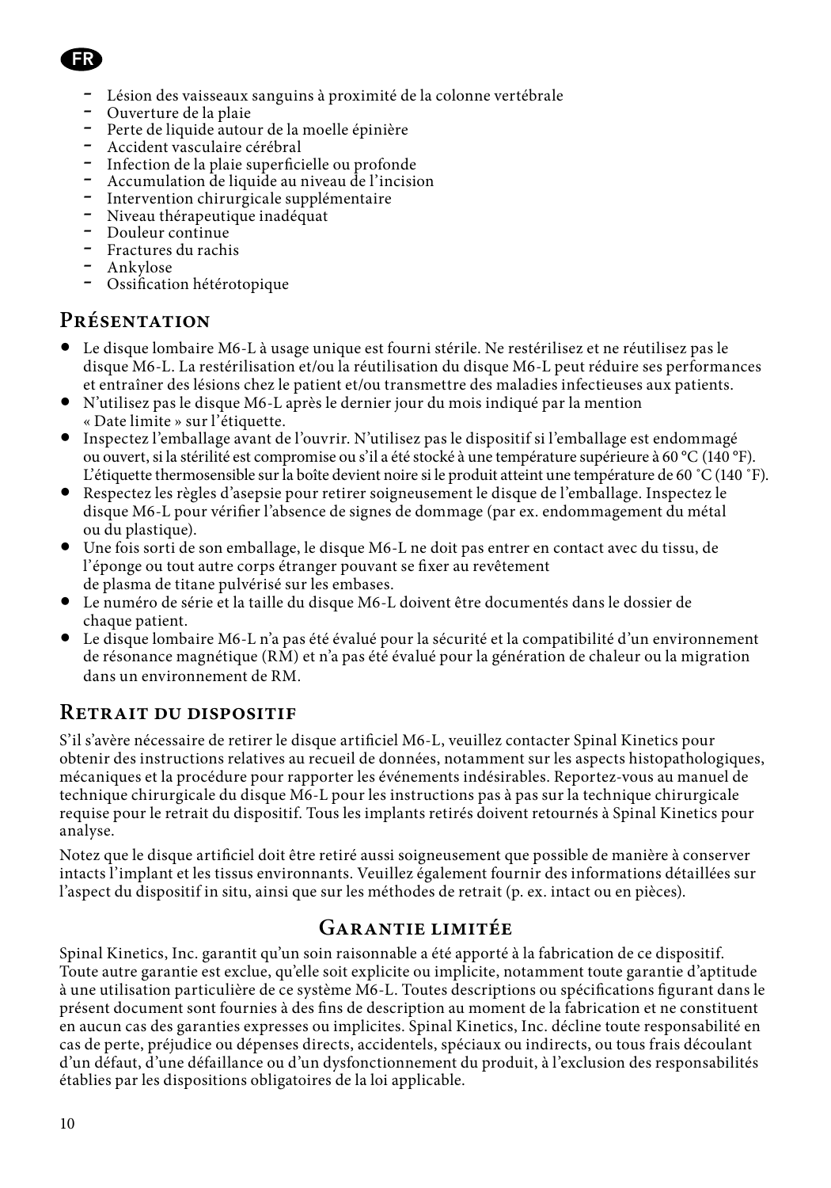- Lésion des vaisseaux sanguins à proximité de la colonne vertébrale
- Ouverture de la plaie
- Perte de liquide autour de la moelle épinière
- Accident vasculaire cérébral
- Infection de la plaie superficielle ou profonde
- Accumulation de liquide au niveau de l'incision
- Intervention chirurgicale supplémentaire
- Niveau thérapeutique inadéquat
- Douleur continue
- Fractures du rachis
- Ankylose
- Ossification hétérotopique

## Présentation

- Le disque lombaire M6-L à usage unique est fourni stérile. Ne restérilisez et ne réutilisez pas le disque M6-L. La restérilisation et/ou la réutilisation du disque M6-L peut réduire ses performances et entraîner des lésions chez le patient et/ou transmettre des maladies infectieuses aux patients.
- N'utilisez pas le disque M6-L après le dernier jour du mois indiqué par la mention « Date limite » sur l'étiquette.
- Inspectez l'emballage avant de l'ouvrir. N'utilisez pas le dispositif si l'emballage est endommagé ou ouvert, si la stérilité est compromise ou s'il a été stocké à une température supérieure à 60 °C (140 °F). L'étiquette thermosensible sur la boîte devient noire si le produit atteint une température de 60 ˚C (140 ˚F).
- Respectez les règles d'asepsie pour retirer soigneusement le disque de l'emballage. Inspectez le disque M6-L pour vérifier l'absence de signes de dommage (par ex. endommagement du métal ou du plastique).
- Une fois sorti de son emballage, le disque M6-L ne doit pas entrer en contact avec du tissu, de l'éponge ou tout autre corps étranger pouvant se fixer au revêtement de plasma de titane pulvérisé sur les embases.
- Le numéro de série et la taille du disque M6-L doivent être documentés dans le dossier de chaque patient.
- Le disque lombaire M6-L n'a pas été évalué pour la sécurité et la compatibilité d'un environnement de résonance magnétique (RM) et n'a pas été évalué pour la génération de chaleur ou la migration dans un environnement de RM.

## Retrait du dispositif

S'il s'avère nécessaire de retirer le disque artificiel M6-L, veuillez contacter Spinal Kinetics pour obtenir des instructions relatives au recueil de données, notamment sur les aspects histopathologiques, mécaniques et la procédure pour rapporter les événements indésirables. Reportez-vous au manuel de technique chirurgicale du disque M6-L pour les instructions pas à pas sur la technique chirurgicale requise pour le retrait du dispositif. Tous les implants retirés doivent retournés à Spinal Kinetics pour analyse.

Notez que le disque artificiel doit être retiré aussi soigneusement que possible de manière à conserver intacts l'implant et les tissus environnants. Veuillez également fournir des informations détaillées sur l'aspect du dispositif in situ, ainsi que sur les méthodes de retrait (p. ex. intact ou en pièces).

## Garantie limitée

Spinal Kinetics, Inc. garantit qu'un soin raisonnable a été apporté à la fabrication de ce dispositif. Toute autre garantie est exclue, qu'elle soit explicite ou implicite, notamment toute garantie d'aptitude à une utilisation particulière de ce système M6-L. Toutes descriptions ou spécifications figurant dans le présent document sont fournies à des fins de description au moment de la fabrication et ne constituent en aucun cas des garanties expresses ou implicites. Spinal Kinetics, Inc. décline toute responsabilité en cas de perte, préjudice ou dépenses directs, accidentels, spéciaux ou indirects, ou tous frais découlant d'un défaut, d'une défaillance ou d'un dysfonctionnement du produit, à l'exclusion des responsabilités établies par les dispositions obligatoires de la loi applicable.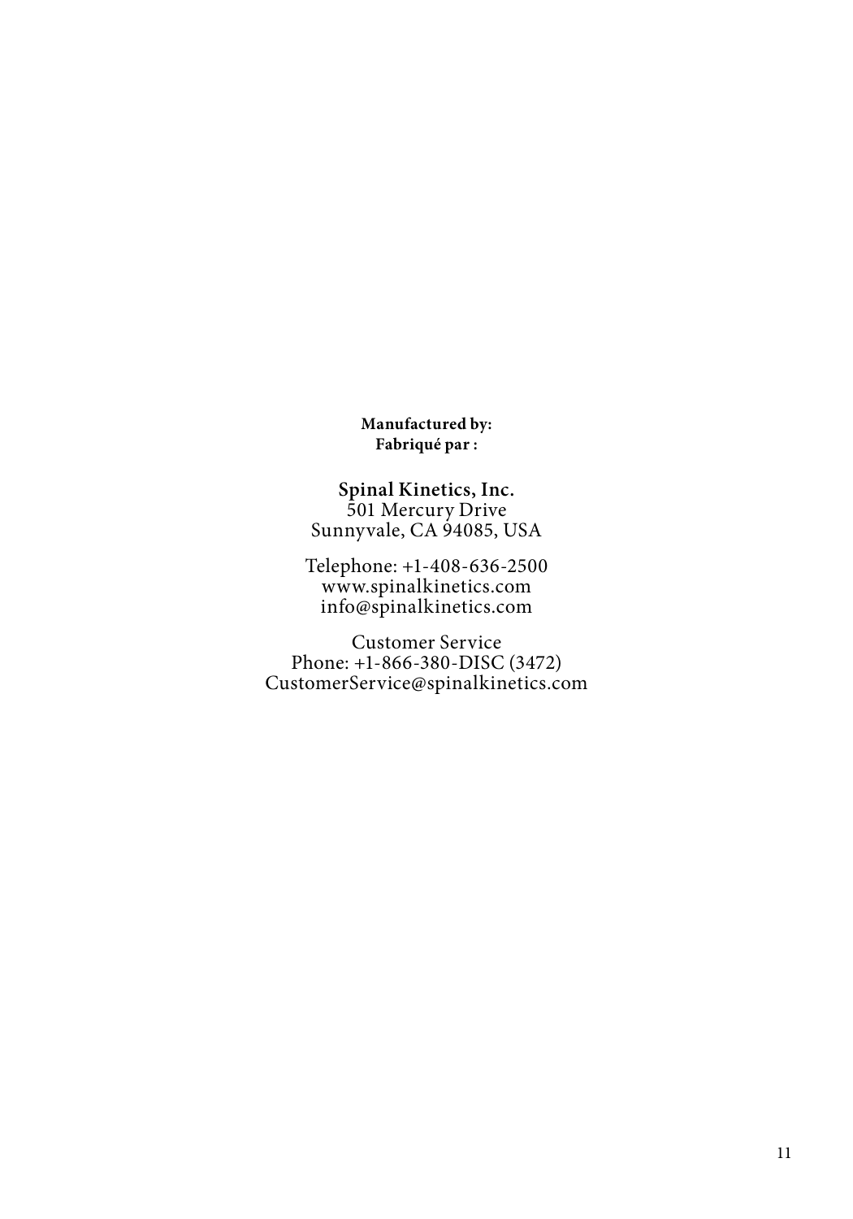**Manufactured by:**
**Fabriqué par :**

**Spinal Kinetics, Inc.**
501 Mercury Drive
Sunnyvale, CA 94085, USA

Telephone: +1-408-636-2500
www.spinalkinetics.com
info@spinalkinetics.com

Customer Service
Phone: +1-866-380-DISC (3472)
CustomerService@spinalkinetics.com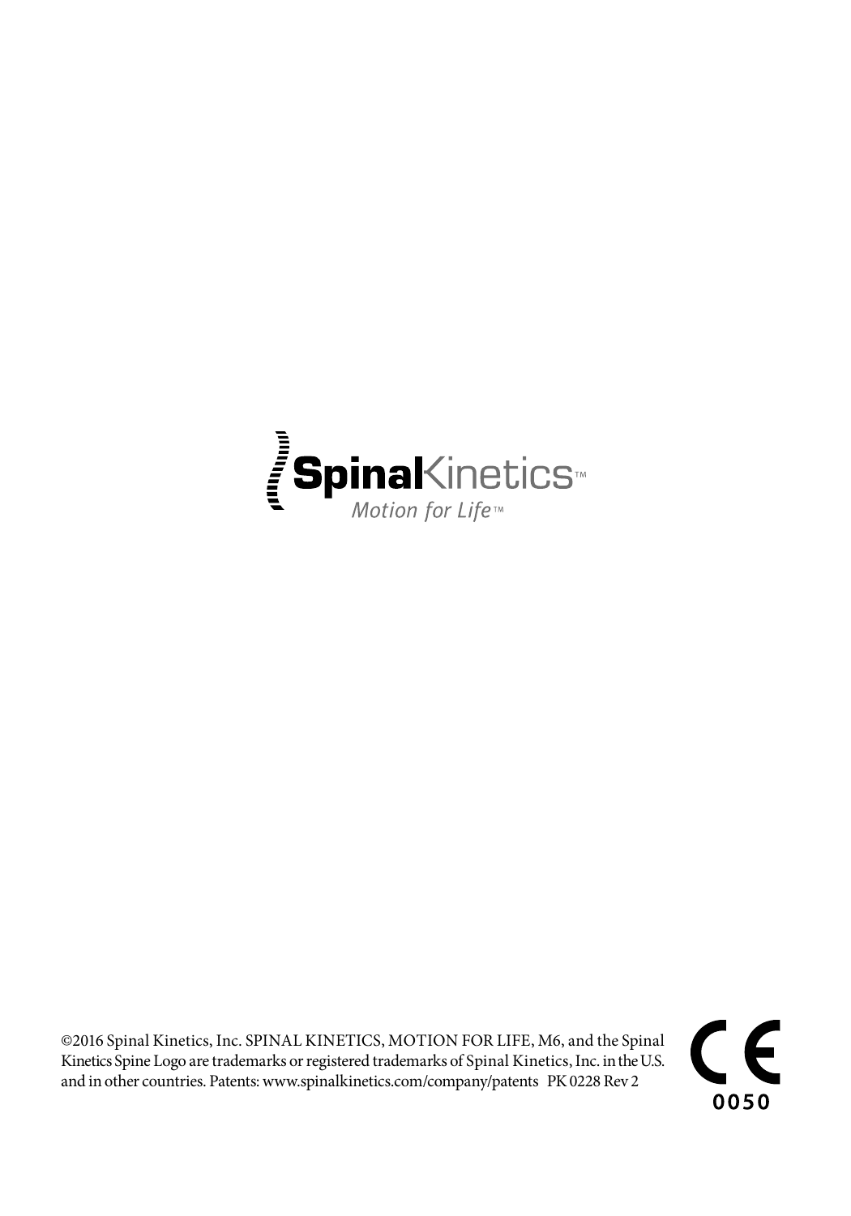SpinalKinetics™

*Motion for Life™*

©2016 Spinal Kinetics, Inc. SPINAL KINETICS, MOTION FOR LIFE, M6, and the Spinal Kinetics Spine Logo are trademarks or registered trademarks of Spinal Kinetics, Inc. in the U.S. and in other countries. Patents: www.spinalkinetics.com/company/patents PK 0228 Rev 2

CE 0050